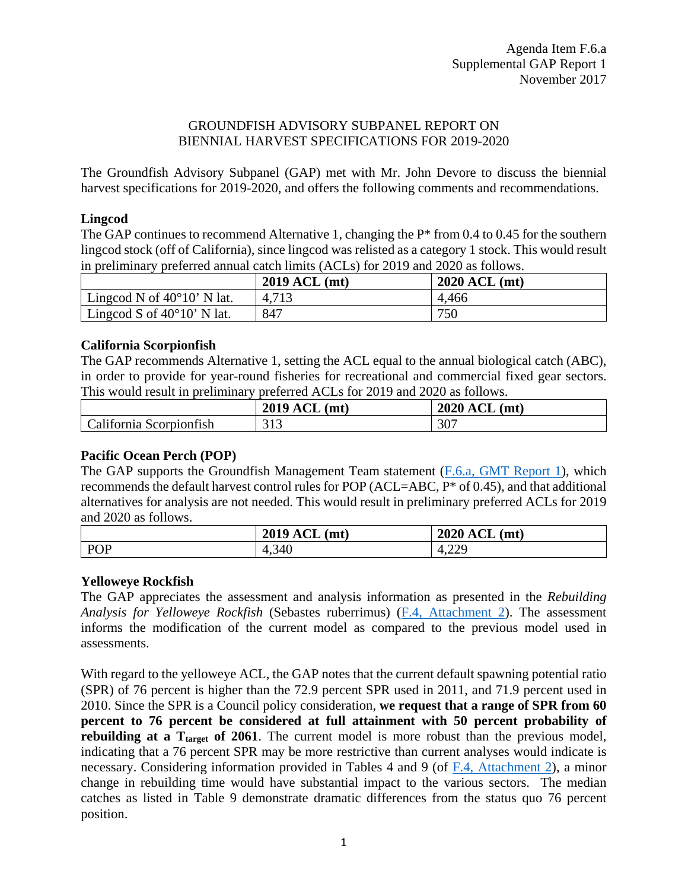Agenda Item F.6.a
Supplemental GAP Report 1
November 2017

GROUNDFISH ADVISORY SUBPANEL REPORT ON
BIENNIAL HARVEST SPECIFICATIONS FOR 2019-2020

The Groundfish Advisory Subpanel (GAP) met with Mr. John Devore to discuss the biennial harvest specifications for 2019-2020, and offers the following comments and recommendations.

**Lingcod**

The GAP continues to recommend Alternative 1, changing the P* from 0.4 to 0.45 for the southern lingcod stock (off of California), since lingcod was relisted as a category 1 stock. This would result in preliminary preferred annual catch limits (ACLs) for 2019 and 2020 as follows.

| | 2019 ACL (mt) | 2020 ACL (mt) |
|---|---|---|
| Lingcod N of 40°10' N lat. | 4,713 | 4,466 |
| Lingcod S of 40°10' N lat. | 847 | 750 |

**California Scorpionfish**

The GAP recommends Alternative 1, setting the ACL equal to the annual biological catch (ABC), in order to provide for year-round fisheries for recreational and commercial fixed gear sectors. This would result in preliminary preferred ACLs for 2019 and 2020 as follows.

| | 2019 ACL (mt) | 2020 ACL (mt) |
|---|---|---|
| California Scorpionfish | 313 | 307 |

**Pacific Ocean Perch (POP)**

The GAP supports the Groundfish Management Team statement (F.6.a, GMT Report 1), which recommends the default harvest control rules for POP (ACL=ABC, P* of 0.45), and that additional alternatives for analysis are not needed. This would result in preliminary preferred ACLs for 2019 and 2020 as follows.

| | 2019 ACL (mt) | 2020 ACL (mt) |
|---|---|---|
| POP | 4,340 | 4,229 |

**Yelloweye Rockfish**

The GAP appreciates the assessment and analysis information as presented in the *Rebuilding Analysis for Yelloweye Rockfish* (Sebastes ruberrimus) (F.4, Attachment 2). The assessment informs the modification of the current model as compared to the previous model used in assessments.

With regard to the yelloweye ACL, the GAP notes that the current default spawning potential ratio (SPR) of 76 percent is higher than the 72.9 percent SPR used in 2011, and 71.9 percent used in 2010. Since the SPR is a Council policy consideration, **we request that a range of SPR from 60 percent to 76 percent be considered at full attainment with 50 percent probability of rebuilding at a $T_{target}$ of 2061**. The current model is more robust than the previous model, indicating that a 76 percent SPR may be more restrictive than current analyses would indicate is necessary. Considering information provided in Tables 4 and 9 (of F.4, Attachment 2), a minor change in rebuilding time would have substantial impact to the various sectors. The median catches as listed in Table 9 demonstrate dramatic differences from the status quo 76 percent position.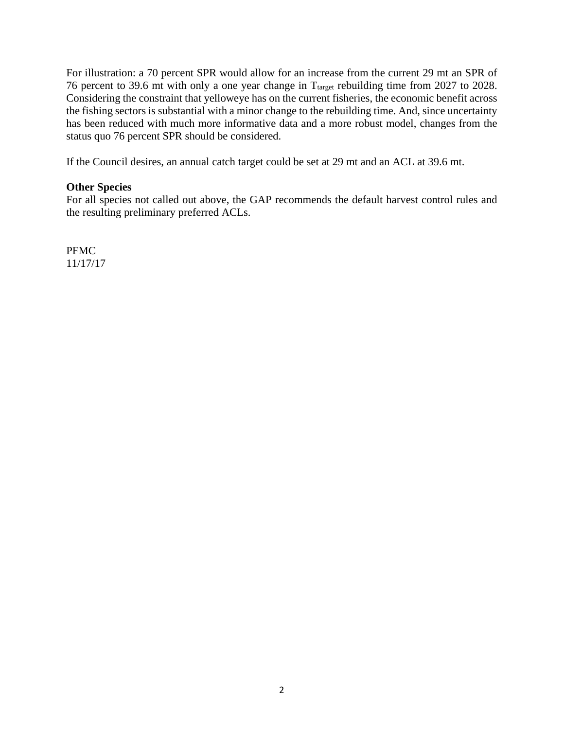For illustration: a 70 percent SPR would allow for an increase from the current 29 mt an SPR of 76 percent to 39.6 mt with only a one year change in $T_{target}$ rebuilding time from 2027 to 2028. Considering the constraint that yelloweye has on the current fisheries, the economic benefit across the fishing sectors is substantial with a minor change to the rebuilding time. And, since uncertainty has been reduced with much more informative data and a more robust model, changes from the status quo 76 percent SPR should be considered.

If the Council desires, an annual catch target could be set at 29 mt and an ACL at 39.6 mt.

**Other Species**

For all species not called out above, the GAP recommends the default harvest control rules and the resulting preliminary preferred ACLs.

PFMC
11/17/17